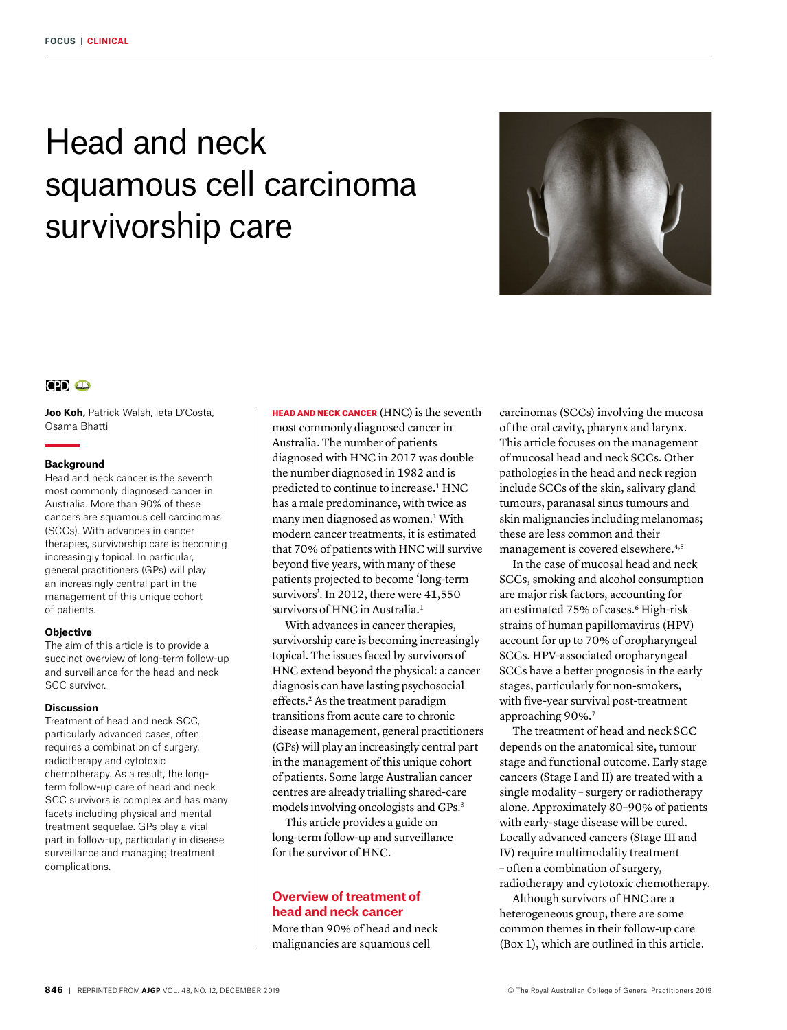# Head and neck squamous cell carcinoma survivorship care

**Joo Koh,** Patrick Walsh, Ieta D'Costa, Osama Bhatti

### Background

Head and neck cancer is the seventh most commonly diagnosed cancer in Australia. More than 90% of these cancers are squamous cell carcinomas (SCCs). With advances in cancer therapies, survivorship care is becoming increasingly topical. In particular, general practitioners (GPs) will play an increasingly central part in the management of this unique cohort of patients.

### Objective

The aim of this article is to provide a succinct overview of long-term follow-up and surveillance for the head and neck SCC survivor.

### Discussion

Treatment of head and neck SCC, particularly advanced cases, often requires a combination of surgery, radiotherapy and cytotoxic chemotherapy. As a result, the long-term follow-up care of head and neck SCC survivors is complex and has many facets including physical and mental treatment sequelae. GPs play a vital part in follow-up, particularly in disease surveillance and managing treatment complications.

**HEAD AND NECK CANCER** (HNC) is the seventh most commonly diagnosed cancer in Australia. The number of patients diagnosed with HNC in 2017 was double the number diagnosed in 1982 and is predicted to continue to increase.[1] HNC has a male predominance, with twice as many men diagnosed as women.[1] With modern cancer treatments, it is estimated that 70% of patients with HNC will survive beyond five years, with many of these patients projected to become 'long-term survivors'. In 2012, there were 41,550 survivors of HNC in Australia.[1]

With advances in cancer therapies, survivorship care is becoming increasingly topical. The issues faced by survivors of HNC extend beyond the physical: a cancer diagnosis can have lasting psychosocial effects.[2] As the treatment paradigm transitions from acute care to chronic disease management, general practitioners (GPs) will play an increasingly central part in the management of this unique cohort of patients. Some large Australian cancer centres are already trialling shared-care models involving oncologists and GPs.[3]

This article provides a guide on long-term follow-up and surveillance for the survivor of HNC.

## Overview of treatment of head and neck cancer

More than 90% of head and neck malignancies are squamous cell carcinomas (SCCs) involving the mucosa of the oral cavity, pharynx and larynx. This article focuses on the management of mucosal head and neck SCCs. Other pathologies in the head and neck region include SCCs of the skin, salivary gland tumours, paranasal sinus tumours and skin malignancies including melanomas; these are less common and their management is covered elsewhere.[4,5]

In the case of mucosal head and neck SCCs, smoking and alcohol consumption are major risk factors, accounting for an estimated 75% of cases.[6] High-risk strains of human papillomavirus (HPV) account for up to 70% of oropharyngeal SCCs. HPV-associated oropharyngeal SCCs have a better prognosis in the early stages, particularly for non-smokers, with five-year survival post-treatment approaching 90%.[7]

The treatment of head and neck SCC depends on the anatomical site, tumour stage and functional outcome. Early stage cancers (Stage I and II) are treated with a single modality – surgery or radiotherapy alone. Approximately 80–90% of patients with early-stage disease will be cured. Locally advanced cancers (Stage III and IV) require multimodality treatment – often a combination of surgery, radiotherapy and cytotoxic chemotherapy.

Although survivors of HNC are a heterogeneous group, there are some common themes in their follow-up care (Box 1), which are outlined in this article.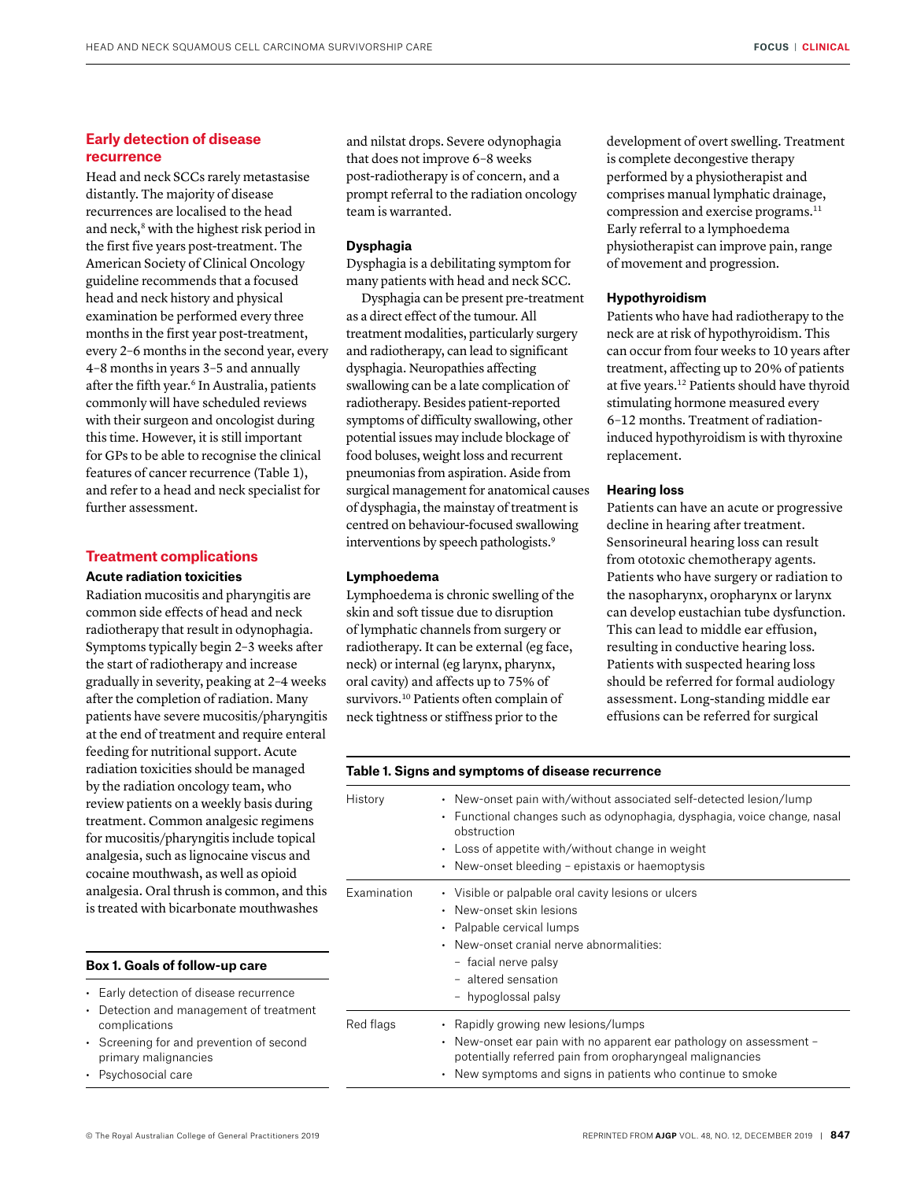## Early detection of disease recurrence

Head and neck SCCs rarely metastasise distantly. The majority of disease recurrences are localised to the head and neck,[8] with the highest risk period in the first five years post-treatment. The American Society of Clinical Oncology guideline recommends that a focused head and neck history and physical examination be performed every three months in the first year post-treatment, every 2–6 months in the second year, every 4–8 months in years 3–5 and annually after the fifth year.[6] In Australia, patients commonly will have scheduled reviews with their surgeon and oncologist during this time. However, it is still important for GPs to be able to recognise the clinical features of cancer recurrence (Table 1), and refer to a head and neck specialist for further assessment.

## Treatment complications

### Acute radiation toxicities

Radiation mucositis and pharyngitis are common side effects of head and neck radiotherapy that result in odynophagia. Symptoms typically begin 2–3 weeks after the start of radiotherapy and increase gradually in severity, peaking at 2–4 weeks after the completion of radiation. Many patients have severe mucositis/pharyngitis at the end of treatment and require enteral feeding for nutritional support. Acute radiation toxicities should be managed by the radiation oncology team, who review patients on a weekly basis during treatment. Common analgesic regimens for mucositis/pharyngitis include topical analgesia, such as lignocaine viscus and cocaine mouthwash, as well as opioid analgesia. Oral thrush is common, and this is treated with bicarbonate mouthwashes and nilstat drops. Severe odynophagia that does not improve 6–8 weeks post-radiotherapy is of concern, and a prompt referral to the radiation oncology team is warranted.

### Dysphagia

Dysphagia is a debilitating symptom for many patients with head and neck SCC.

Dysphagia can be present pre-treatment as a direct effect of the tumour. All treatment modalities, particularly surgery and radiotherapy, can lead to significant dysphagia. Neuropathies affecting swallowing can be a late complication of radiotherapy. Besides patient-reported symptoms of difficulty swallowing, other potential issues may include blockage of food boluses, weight loss and recurrent pneumonias from aspiration. Aside from surgical management for anatomical causes of dysphagia, the mainstay of treatment is centred on behaviour-focused swallowing interventions by speech pathologists.[9]

### Lymphoedema

Lymphoedema is chronic swelling of the skin and soft tissue due to disruption of lymphatic channels from surgery or radiotherapy. It can be external (eg face, neck) or internal (eg larynx, pharynx, oral cavity) and affects up to 75% of survivors.[10] Patients often complain of neck tightness or stiffness prior to the development of overt swelling. Treatment is complete decongestive therapy performed by a physiotherapist and comprises manual lymphatic drainage, compression and exercise programs.[11] Early referral to a lymphoedema physiotherapist can improve pain, range of movement and progression.

### Hypothyroidism

Patients who have had radiotherapy to the neck are at risk of hypothyroidism. This can occur from four weeks to 10 years after treatment, affecting up to 20% of patients at five years.[12] Patients should have thyroid stimulating hormone measured every 6–12 months. Treatment of radiation-induced hypothyroidism is with thyroxine replacement.

### Hearing loss

Patients can have an acute or progressive decline in hearing after treatment. Sensorineural hearing loss can result from ototoxic chemotherapy agents. Patients who have surgery or radiation to the nasopharynx, oropharynx or larynx can develop eustachian tube dysfunction. This can lead to middle ear effusion, resulting in conductive hearing loss. Patients with suspected hearing loss should be referred for formal audiology assessment. Long-standing middle ear effusions can be referred for surgical

**Box 1. Goals of follow-up care**

- Early detection of disease recurrence
- Detection and management of treatment complications
- Screening for and prevention of second primary malignancies
- Psychosocial care

**Table 1. Signs and symptoms of disease recurrence**

| | |
|---|---|
| History | • New-onset pain with/without associated self-detected lesion/lump<br>• Functional changes such as odynophagia, dysphagia, voice change, nasal obstruction<br>• Loss of appetite with/without change in weight<br>• New-onset bleeding – epistaxis or haemoptysis |
| Examination | • Visible or palpable oral cavity lesions or ulcers<br>• New-onset skin lesions<br>• Palpable cervical lumps<br>• New-onset cranial nerve abnormalities:<br>– facial nerve palsy<br>– altered sensation<br>– hypoglossal palsy |
| Red flags | • Rapidly growing new lesions/lumps<br>• New-onset ear pain with no apparent ear pathology on assessment – potentially referred pain from oropharyngeal malignancies<br>• New symptoms and signs in patients who continue to smoke |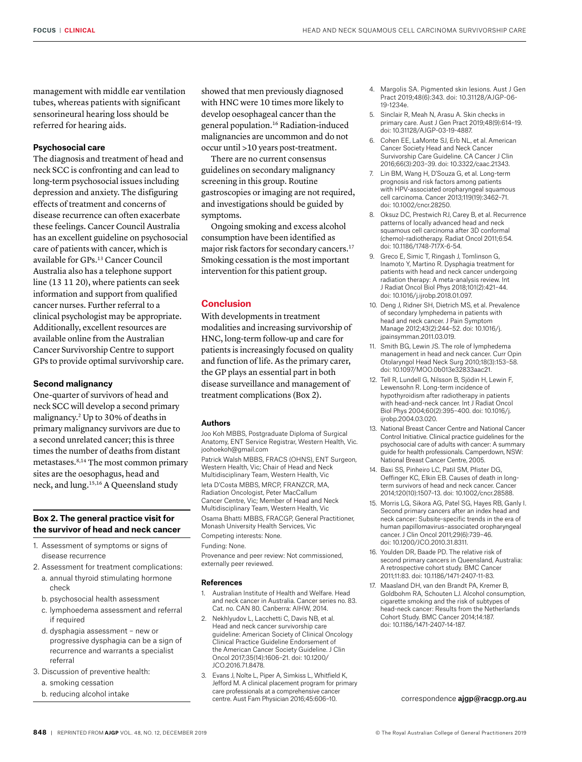management with middle ear ventilation tubes, whereas patients with significant sensorineural hearing loss should be referred for hearing aids.

### Psychosocial care

The diagnosis and treatment of head and neck SCC is confronting and can lead to long-term psychosocial issues including depression and anxiety. The disfiguring effects of treatment and concerns of disease recurrence can often exacerbate these feelings. Cancer Council Australia has an excellent guideline on psychosocial care of patients with cancer, which is available for GPs.[13] Cancer Council Australia also has a telephone support line (13 11 20), where patients can seek information and support from qualified cancer nurses. Further referral to a clinical psychologist may be appropriate. Additionally, excellent resources are available online from the Australian Cancer Survivorship Centre to support GPs to provide optimal survivorship care.

### Second malignancy

One-quarter of survivors of head and neck SCC will develop a second primary malignancy.[2] Up to 30% of deaths in primary malignancy survivors are due to a second unrelated cancer; this is three times the number of deaths from distant metastases.[8,14] The most common primary sites are the oesophagus, head and neck, and lung.[15,16] A Queensland study showed that men previously diagnosed with HNC were 10 times more likely to develop oesophageal cancer than the general population.[16] Radiation-induced malignancies are uncommon and do not occur until >10 years post-treatment.

There are no current consensus guidelines on secondary malignancy screening in this group. Routine gastroscopies or imaging are not required, and investigations should be guided by symptoms.

Ongoing smoking and excess alcohol consumption have been identified as major risk factors for secondary cancers.[17] Smoking cessation is the most important intervention for this patient group.

### Box 2. The general practice visit for the survivor of head and neck cancer

1. Assessment of symptoms or signs of disease recurrence
2. Assessment for treatment complications:
   a. annual thyroid stimulating hormone check
   b. psychosocial health assessment
   c. lymphoedema assessment and referral if required
   d. dysphagia assessment – new or progressive dysphagia can be a sign of recurrence and warrants a specialist referral
3. Discussion of preventive health:
   a. smoking cessation
   b. reducing alcohol intake

## Conclusion

With developments in treatment modalities and increasing survivorship of HNC, long-term follow-up and care for patients is increasingly focused on quality and function of life. As the primary carer, the GP plays an essential part in both disease surveillance and management of treatment complications (Box 2).

### Authors

Joo Koh MBBS, Postgraduate Diploma of Surgical Anatomy, ENT Service Registrar, Western Health, Vic. joohoekoh@gmail.com

Patrick Walsh MBBS, FRACS (OHNS), ENT Surgeon, Western Health, Vic; Chair of Head and Neck Multidisciplinary Team, Western Health, Vic

Ieta D'Costa MBBS, MRCP, FRANZCR, MA, Radiation Oncologist, Peter MacCallum Cancer Centre, Vic; Member of Head and Neck Multidisciplinary Team, Western Health, Vic

Osama Bhatti MBBS, FRACGP, General Practitioner, Monash University Health Services, Vic

Competing interests: None.

Funding: None.

Provenance and peer review: Not commissioned, externally peer reviewed.

### References

1. Australian Institute of Health and Welfare. Head and neck cancer in Australia. Cancer series no. 83. Cat. no. CAN 80. Canberra: AIHW, 2014.
2. Nekhlyudov L, Lacchetti C, Davis NB, et al. Head and neck cancer survivorship care guideline: American Society of Clinical Oncology Clinical Practice Guideline Endorsement of the American Cancer Society Guideline. J Clin Oncol 2017;35(14):1606–21. doi: 10.1200/JCO.2016.71.8478.
3. Evans J, Nolte L, Piper A, Simkiss L, Whitfield K, Jefford M. A clinical placement program for primary care professionals at a comprehensive cancer centre. Aust Fam Physician 2016;45:606–10.
4. Margolis SA. Pigmented skin lesions. Aust J Gen Pract 2019;48(6):343. doi: 10.31128/AJGP-06-19-1234e.
5. Sinclair R, Meah N, Arasu A. Skin checks in primary care. Aust J Gen Pract 2019;48(9):614–19. doi: 10.31128/AJGP-03-19-4887.
6. Cohen EE, LaMonte SJ, Erb NL, et al. American Cancer Society Head and Neck Cancer Survivorship Care Guideline. CA Cancer J Clin 2016;66(3):203–39. doi: 10.3322/caac.21343.
7. Lin BM, Wang H, D'Souza G, et al. Long-term prognosis and risk factors among patients with HPV-associated oropharyngeal squamous cell carcinoma. Cancer 2013;119(19):3462–71. doi: 10.1002/cncr.28250.
8. Oksuz DC, Prestwich RJ, Carey B, et al. Recurrence patterns of locally advanced head and neck squamous cell carcinoma after 3D conformal (chemo)-radiotherapy. Radiat Oncol 2011;6:54. doi: 10.1186/1748-717X-6-54.
9. Greco E, Simic T, Ringash J, Tomlinson G, Inamoto Y, Martino R. Dysphagia treatment for patients with head and neck cancer undergoing radiation therapy: A meta-analysis review. Int J Radiat Oncol Biol Phys 2018;101(2):421–44. doi: 10.1016/j.ijrobp.2018.01.097.
10. Deng J, Ridner SH, Dietrich MS, et al. Prevalence of secondary lymphedema in patients with head and neck cancer. J Pain Symptom Manage 2012;43(2):244–52. doi: 10.1016/j.jpainsymman.2011.03.019.
11. Smith BG, Lewin JS. The role of lymphedema management in head and neck cancer. Curr Opin Otolaryngol Head Neck Surg 2010;18(3):153–58. doi: 10.1097/MOO.0b013e32833aac21.
12. Tell R, Lundell G, Nilsson B, Sjödin H, Lewin F, Lewensohn R. Long-term incidence of hypothyroidism after radiotherapy in patients with head-and-neck cancer. Int J Radiat Oncol Biol Phys 2004;60(2):395–400. doi: 10.1016/j.ijrobp.2004.03.020.
13. National Breast Cancer Centre and National Cancer Control Initiative. Clinical practice guidelines for the psychosocial care of adults with cancer: A summary guide for health professionals. Camperdown, NSW: National Breast Cancer Centre, 2005.
14. Baxi SS, Pinheiro LC, Patil SM, Pfister DG, Oeffinger KC, Elkin EB. Causes of death in long-term survivors of head and neck cancer. Cancer 2014;120(10):1507–13. doi: 10.1002/cncr.28588.
15. Morris LG, Sikora AG, Patel SG, Hayes RB, Ganly I. Second primary cancers after an index head and neck cancer: Subsite-specific trends in the era of human papillomavirus–associated oropharyngeal cancer. J Clin Oncol 2011;29(6):739–46. doi: 10.1200/JCO.2010.31.8311.
16. Youlden DR, Baade PD. The relative risk of second primary cancers in Queensland, Australia: A retrospective cohort study. BMC Cancer 2011;11:83. doi: 10.1186/1471-2407-11-83.
17. Maasland DH, van den Brandt PA, Kremer B, Goldbohm RA, Schouten LJ. Alcohol consumption, cigarette smoking and the risk of subtypes of head-neck cancer: Results from the Netherlands Cohort Study. BMC Cancer 2014;14:187. doi: 10.1186/1471-2407-14-187.

correspondence **ajgp@racgp.org.au**